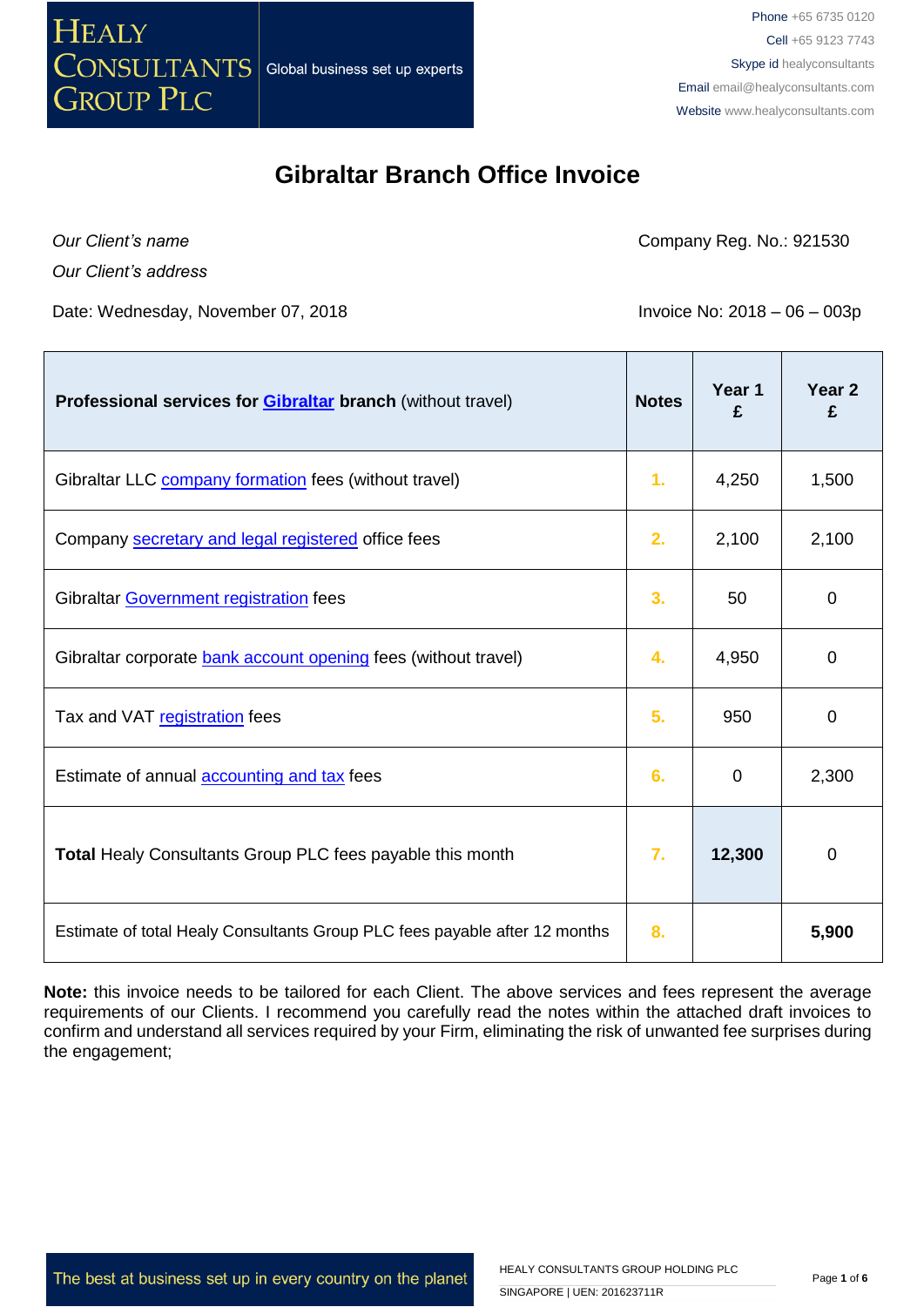Phone +65 6735 0120
Cell +65 9123 7743
Skype id healyconsultants
Email email@healyconsultants.com
Website www.healyconsultants.com

# Gibraltar Branch Office Invoice

*Our Client's name*

*Our Client's address*

Company Reg. No.: 921530

Date: Wednesday, November 07, 2018

Invoice No: 2018 – 06 – 003p

| **Professional services for Gibraltar branch** (without travel) | **Notes** | **Year 1 £** | **Year 2 £** |
|---|---|---|---|
| Gibraltar LLC company formation fees (without travel) | 1. | 4,250 | 1,500 |
| Company secretary and legal registered office fees | 2. | 2,100 | 2,100 |
| Gibraltar Government registration fees | 3. | 50 | 0 |
| Gibraltar corporate bank account opening fees (without travel) | 4. | 4,950 | 0 |
| Tax and VAT registration fees | 5. | 950 | 0 |
| Estimate of annual accounting and tax fees | 6. | 0 | 2,300 |
| **Total** Healy Consultants Group PLC fees payable this month | 7. | **12,300** | 0 |
| Estimate of total Healy Consultants Group PLC fees payable after 12 months | 8. | | **5,900** |

**Note:** this invoice needs to be tailored for each Client. The above services and fees represent the average requirements of our Clients. I recommend you carefully read the notes within the attached draft invoices to confirm and understand all services required by your Firm, eliminating the risk of unwanted fee surprises during the engagement;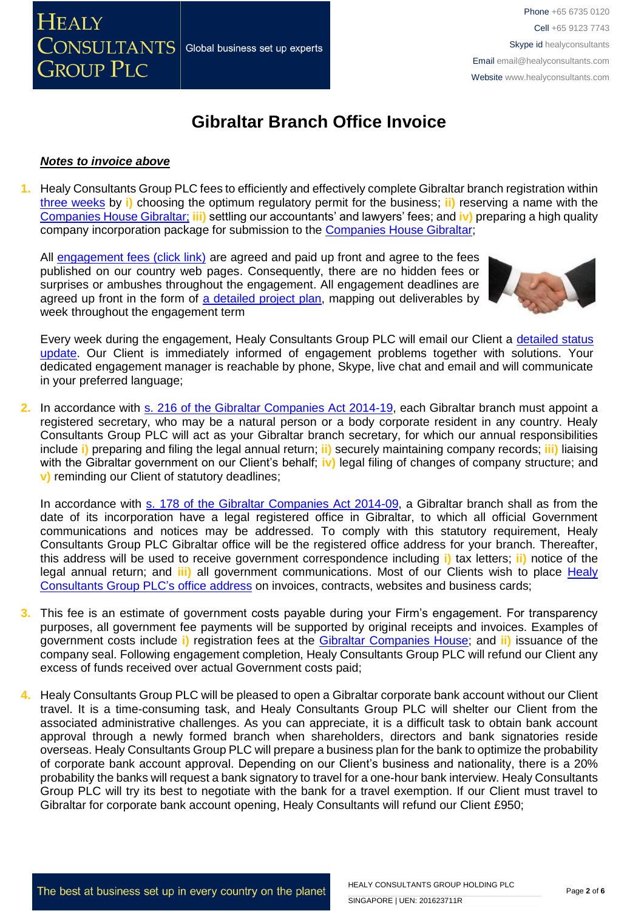# Gibraltar Branch Office Invoice

***Notes to invoice above***

1. Healy Consultants Group PLC fees to efficiently and effectively complete Gibraltar branch registration within three weeks by **i)** choosing the optimum regulatory permit for the business; **ii)** reserving a name with the Companies House Gibraltar; **iii)** settling our accountants' and lawyers' fees; and **iv)** preparing a high quality company incorporation package for submission to the Companies House Gibraltar;

   All engagement fees (click link) are agreed and paid up front and agree to the fees published on our country web pages. Consequently, there are no hidden fees or surprises or ambushes throughout the engagement. All engagement deadlines are agreed up front in the form of a detailed project plan, mapping out deliverables by week throughout the engagement term

   Every week during the engagement, Healy Consultants Group PLC will email our Client a detailed status update. Our Client is immediately informed of engagement problems together with solutions. Your dedicated engagement manager is reachable by phone, Skype, live chat and email and will communicate in your preferred language;

2. In accordance with s. 216 of the Gibraltar Companies Act 2014-19, each Gibraltar branch must appoint a registered secretary, who may be a natural person or a body corporate resident in any country. Healy Consultants Group PLC will act as your Gibraltar branch secretary, for which our annual responsibilities include **i)** preparing and filing the legal annual return; **ii)** securely maintaining company records; **iii)** liaising with the Gibraltar government on our Client's behalf; **iv)** legal filing of changes of company structure; and **v)** reminding our Client of statutory deadlines;

   In accordance with s. 178 of the Gibraltar Companies Act 2014-09, a Gibraltar branch shall as from the date of its incorporation have a legal registered office in Gibraltar, to which all official Government communications and notices may be addressed. To comply with this statutory requirement, Healy Consultants Group PLC Gibraltar office will be the registered office address for your branch. Thereafter, this address will be used to receive government correspondence including **i)** tax letters; **ii)** notice of the legal annual return; and **iii)** all government communications. Most of our Clients wish to place Healy Consultants Group PLC's office address on invoices, contracts, websites and business cards;

3. This fee is an estimate of government costs payable during your Firm's engagement. For transparency purposes, all government fee payments will be supported by original receipts and invoices. Examples of government costs include **i)** registration fees at the Gibraltar Companies House; and **ii)** issuance of the company seal. Following engagement completion, Healy Consultants Group PLC will refund our Client any excess of funds received over actual Government costs paid;

4. Healy Consultants Group PLC will be pleased to open a Gibraltar corporate bank account without our Client travel. It is a time-consuming task, and Healy Consultants Group PLC will shelter our Client from the associated administrative challenges. As you can appreciate, it is a difficult task to obtain bank account approval through a newly formed branch when shareholders, directors and bank signatories reside overseas. Healy Consultants Group PLC will prepare a business plan for the bank to optimize the probability of corporate bank account approval. Depending on our Client's business and nationality, there is a 20% probability the banks will request a bank signatory to travel for a one-hour bank interview. Healy Consultants Group PLC will try its best to negotiate with the bank for a travel exemption. If our Client must travel to Gibraltar for corporate bank account opening, Healy Consultants will refund our Client £950;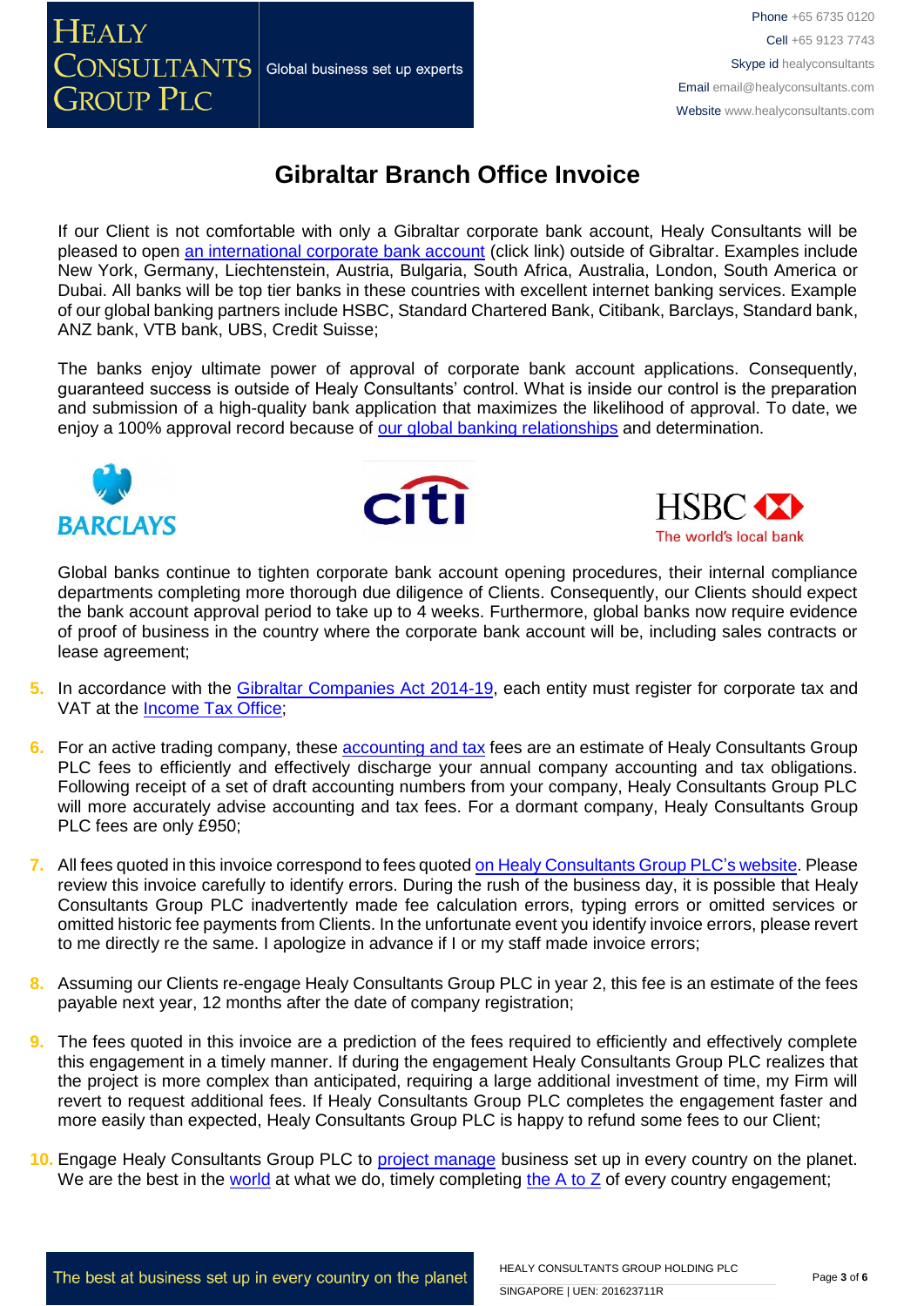# Gibraltar Branch Office Invoice

If our Client is not comfortable with only a Gibraltar corporate bank account, Healy Consultants will be pleased to open an international corporate bank account (click link) outside of Gibraltar. Examples include New York, Germany, Liechtenstein, Austria, Bulgaria, South Africa, Australia, London, South America or Dubai. All banks will be top tier banks in these countries with excellent internet banking services. Example of our global banking partners include HSBC, Standard Chartered Bank, Citibank, Barclays, Standard bank, ANZ bank, VTB bank, UBS, Credit Suisse;

The banks enjoy ultimate power of approval of corporate bank account applications. Consequently, guaranteed success is outside of Healy Consultants' control. What is inside our control is the preparation and submission of a high-quality bank application that maximizes the likelihood of approval. To date, we enjoy a 100% approval record because of our global banking relationships and determination.

Global banks continue to tighten corporate bank account opening procedures, their internal compliance departments completing more thorough due diligence of Clients. Consequently, our Clients should expect the bank account approval period to take up to 4 weeks. Furthermore, global banks now require evidence of proof of business in the country where the corporate bank account will be, including sales contracts or lease agreement;

5. In accordance with the Gibraltar Companies Act 2014-19, each entity must register for corporate tax and VAT at the Income Tax Office;

6. For an active trading company, these accounting and tax fees are an estimate of Healy Consultants Group PLC fees to efficiently and effectively discharge your annual company accounting and tax obligations. Following receipt of a set of draft accounting numbers from your company, Healy Consultants Group PLC will more accurately advise accounting and tax fees. For a dormant company, Healy Consultants Group PLC fees are only £950;

7. All fees quoted in this invoice correspond to fees quoted on Healy Consultants Group PLC's website. Please review this invoice carefully to identify errors. During the rush of the business day, it is possible that Healy Consultants Group PLC inadvertently made fee calculation errors, typing errors or omitted services or omitted historic fee payments from Clients. In the unfortunate event you identify invoice errors, please revert to me directly re the same. I apologize in advance if I or my staff made invoice errors;

8. Assuming our Clients re-engage Healy Consultants Group PLC in year 2, this fee is an estimate of the fees payable next year, 12 months after the date of company registration;

9. The fees quoted in this invoice are a prediction of the fees required to efficiently and effectively complete this engagement in a timely manner. If during the engagement Healy Consultants Group PLC realizes that the project is more complex than anticipated, requiring a large additional investment of time, my Firm will revert to request additional fees. If Healy Consultants Group PLC completes the engagement faster and more easily than expected, Healy Consultants Group PLC is happy to refund some fees to our Client;

10. Engage Healy Consultants Group PLC to project manage business set up in every country on the planet. We are the best in the world at what we do, timely completing the A to Z of every country engagement;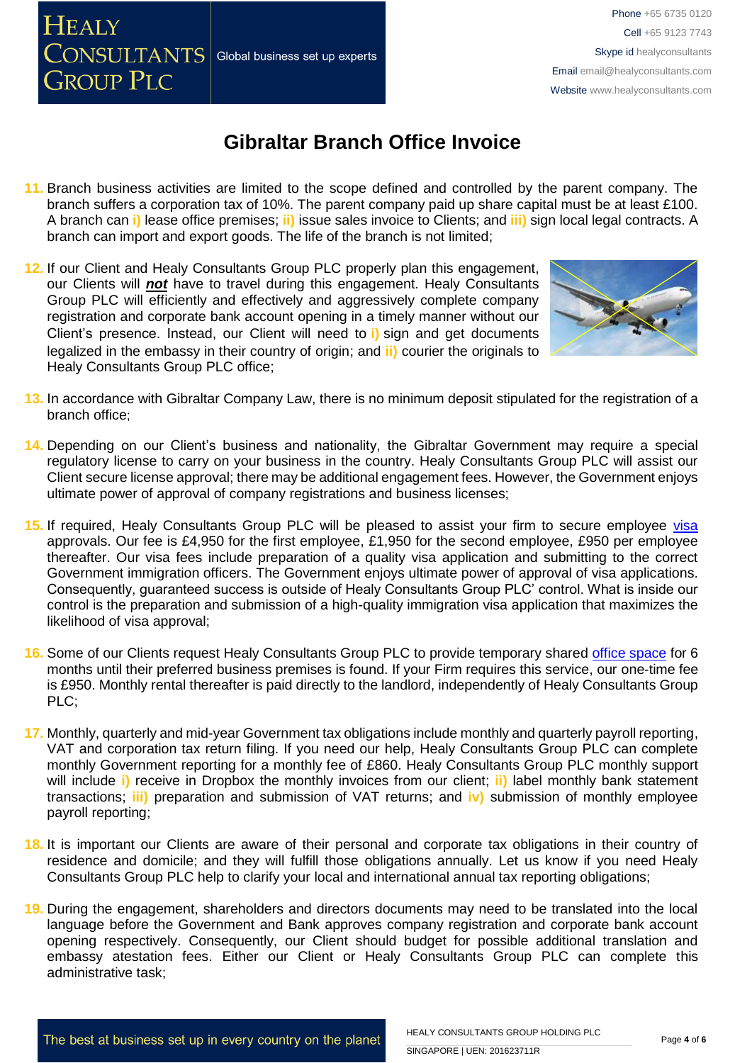# Gibraltar Branch Office Invoice

11. Branch business activities are limited to the scope defined and controlled by the parent company. The branch suffers a corporation tax of 10%. The parent company paid up share capital must be at least £100. A branch can i) lease office premises; ii) issue sales invoice to Clients; and iii) sign local legal contracts. A branch can import and export goods. The life of the branch is not limited;

12. If our Client and Healy Consultants Group PLC properly plan this engagement, our Clients will ***not*** have to travel during this engagement. Healy Consultants Group PLC will efficiently and effectively and aggressively complete company registration and corporate bank account opening in a timely manner without our Client's presence. Instead, our Client will need to i) sign and get documents legalized in the embassy in their country of origin; and ii) courier the originals to Healy Consultants Group PLC office;

13. In accordance with Gibraltar Company Law, there is no minimum deposit stipulated for the registration of a branch office;

14. Depending on our Client's business and nationality, the Gibraltar Government may require a special regulatory license to carry on your business in the country. Healy Consultants Group PLC will assist our Client secure license approval; there may be additional engagement fees. However, the Government enjoys ultimate power of approval of company registrations and business licenses;

15. If required, Healy Consultants Group PLC will be pleased to assist your firm to secure employee visa approvals. Our fee is £4,950 for the first employee, £1,950 for the second employee, £950 per employee thereafter. Our visa fees include preparation of a quality visa application and submitting to the correct Government immigration officers. The Government enjoys ultimate power of approval of visa applications. Consequently, guaranteed success is outside of Healy Consultants Group PLC' control. What is inside our control is the preparation and submission of a high-quality immigration visa application that maximizes the likelihood of visa approval;

16. Some of our Clients request Healy Consultants Group PLC to provide temporary shared office space for 6 months until their preferred business premises is found. If your Firm requires this service, our one-time fee is £950. Monthly rental thereafter is paid directly to the landlord, independently of Healy Consultants Group PLC;

17. Monthly, quarterly and mid-year Government tax obligations include monthly and quarterly payroll reporting, VAT and corporation tax return filing. If you need our help, Healy Consultants Group PLC can complete monthly Government reporting for a monthly fee of £860. Healy Consultants Group PLC monthly support will include i) receive in Dropbox the monthly invoices from our client; ii) label monthly bank statement transactions; iii) preparation and submission of VAT returns; and iv) submission of monthly employee payroll reporting;

18. It is important our Clients are aware of their personal and corporate tax obligations in their country of residence and domicile; and they will fulfill those obligations annually. Let us know if you need Healy Consultants Group PLC help to clarify your local and international annual tax reporting obligations;

19. During the engagement, shareholders and directors documents may need to be translated into the local language before the Government and Bank approves company registration and corporate bank account opening respectively. Consequently, our Client should budget for possible additional translation and embassy atestation fees. Either our Client or Healy Consultants Group PLC can complete this administrative task;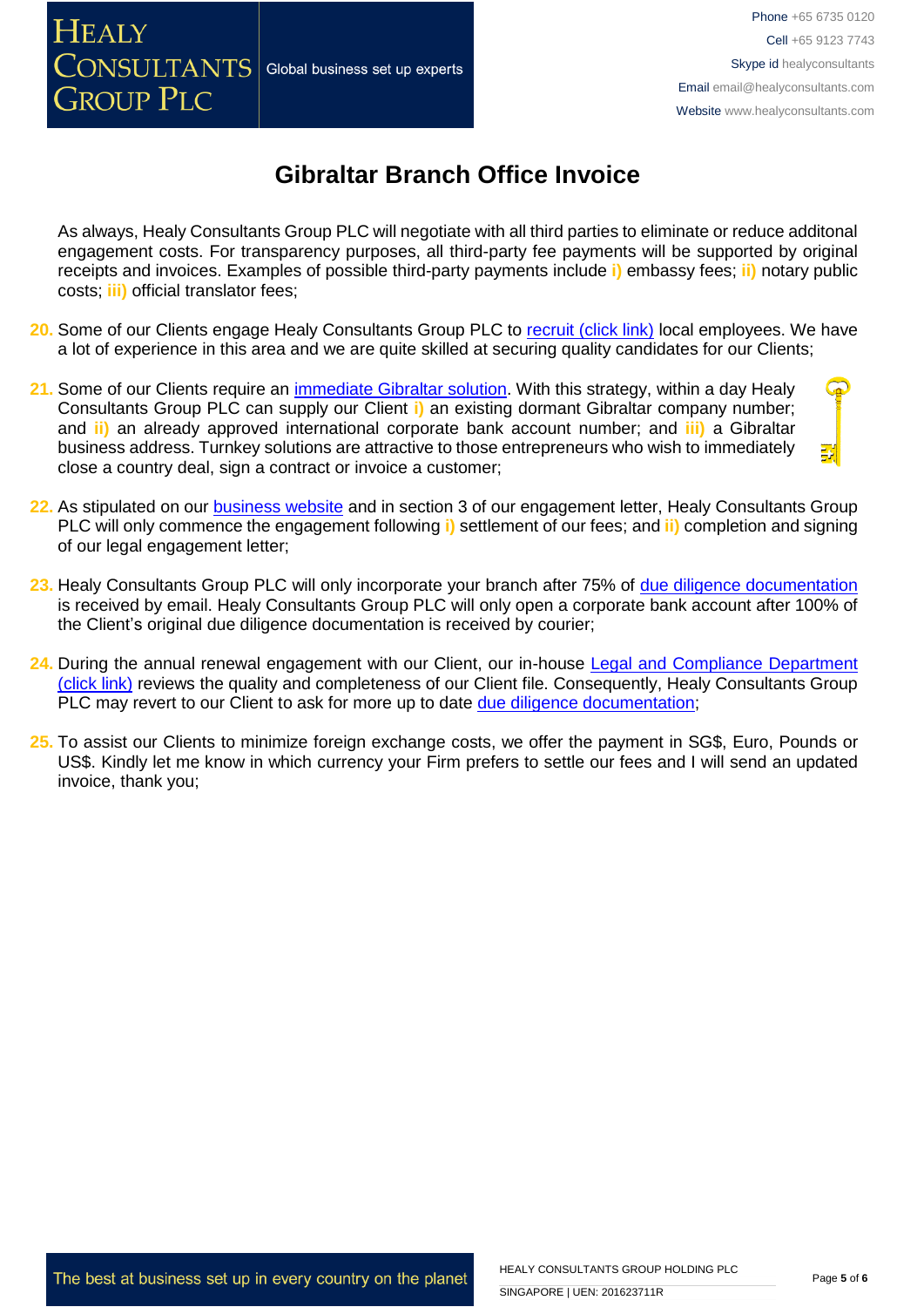# Gibraltar Branch Office Invoice

As always, Healy Consultants Group PLC will negotiate with all third parties to eliminate or reduce additonal engagement costs. For transparency purposes, all third-party fee payments will be supported by original receipts and invoices. Examples of possible third-party payments include **i)** embassy fees; **ii)** notary public costs; **iii)** official translator fees;

20. Some of our Clients engage Healy Consultants Group PLC to recruit (click link) local employees. We have a lot of experience in this area and we are quite skilled at securing quality candidates for our Clients;

21. Some of our Clients require an immediate Gibraltar solution. With this strategy, within a day Healy Consultants Group PLC can supply our Client **i)** an existing dormant Gibraltar company number; and **ii)** an already approved international corporate bank account number; and **iii)** a Gibraltar business address. Turnkey solutions are attractive to those entrepreneurs who wish to immediately close a country deal, sign a contract or invoice a customer;

22. As stipulated on our business website and in section 3 of our engagement letter, Healy Consultants Group PLC will only commence the engagement following **i)** settlement of our fees; and **ii)** completion and signing of our legal engagement letter;

23. Healy Consultants Group PLC will only incorporate your branch after 75% of due diligence documentation is received by email. Healy Consultants Group PLC will only open a corporate bank account after 100% of the Client's original due diligence documentation is received by courier;

24. During the annual renewal engagement with our Client, our in-house Legal and Compliance Department (click link) reviews the quality and completeness of our Client file. Consequently, Healy Consultants Group PLC may revert to our Client to ask for more up to date due diligence documentation;

25. To assist our Clients to minimize foreign exchange costs, we offer the payment in SG$, Euro, Pounds or US$. Kindly let me know in which currency your Firm prefers to settle our fees and I will send an updated invoice, thank you;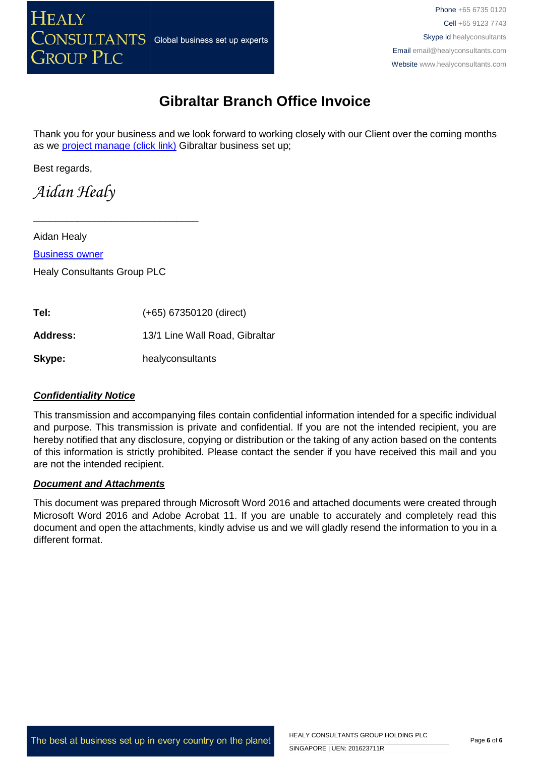# Gibraltar Branch Office Invoice

Thank you for your business and we look forward to working closely with our Client over the coming months as we project manage (click link) Gibraltar business set up;

Best regards,

*Aidan Healy*

_____________________________

Aidan Healy

Business owner

Healy Consultants Group PLC

| | |
|---|---|
| **Tel:** | (+65) 67350120 (direct) |
| **Address:** | 13/1 Line Wall Road, Gibraltar |
| **Skype:** | healyconsultants |

***Confidentiality Notice***

This transmission and accompanying files contain confidential information intended for a specific individual and purpose. This transmission is private and confidential. If you are not the intended recipient, you are hereby notified that any disclosure, copying or distribution or the taking of any action based on the contents of this information is strictly prohibited. Please contact the sender if you have received this mail and you are not the intended recipient.

***Document and Attachments***

This document was prepared through Microsoft Word 2016 and attached documents were created through Microsoft Word 2016 and Adobe Acrobat 11. If you are unable to accurately and completely read this document and open the attachments, kindly advise us and we will gladly resend the information to you in a different format.